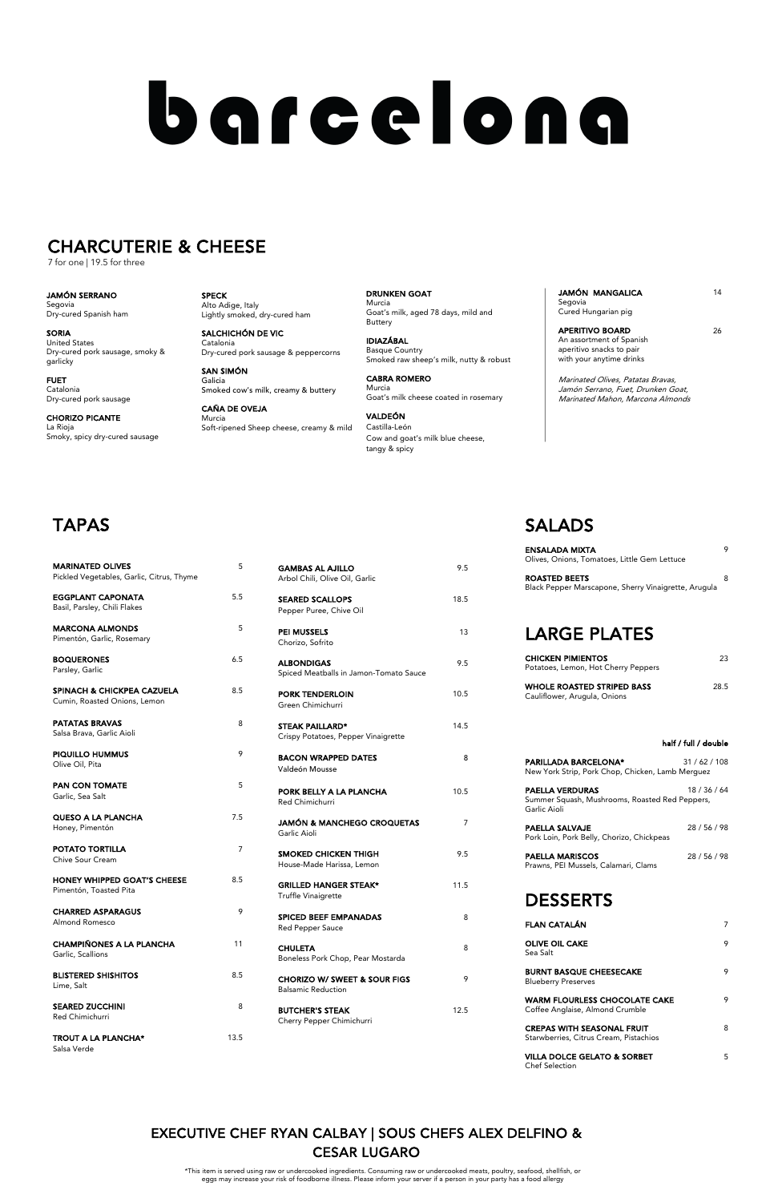# barcelona

## CHARCUTERIE & CHEESE

7 for one | 19.5 for three

**JAMÓN SERRANO**
Segovia
Dry-cured Spanish ham

**SORIA**
United States
Dry-cured pork sausage, smoky & garlicky

**FUET**
Catalonia
Dry-cured pork sausage

**CHORIZO PICANTE**
La Rioja
Smoky, spicy dry-cured sausage

**SPECK**
Alto Adige, Italy
Lightly smoked, dry-cured ham

**SALCHICHÓN DE VIC**
Catalonia
Dry-cured pork sausage & peppercorns

**SAN SIMÓN**
Galicia
Smoked cow's milk, creamy & buttery

**CAÑA DE OVEJA**
Murcia
Soft-ripened Sheep cheese, creamy & mild

**DRUNKEN GOAT**
Murcia
Goat's milk, aged 78 days, mild and Buttery

**IDIAZÁBAL**
Basque Country
Smoked raw sheep's milk, nutty & robust

**CABRA ROMERO**
Murcia
Goat's milk cheese coated in rosemary

**VALDEÓN**
Castilla-León
Cow and goat's milk blue cheese, tangy & spicy

**JAMÓN MANGALICA** 14
Segovia
Cured Hungarian pig

**APERITIVO BOARD** 26
An assortment of Spanish aperitivo snacks to pair with your anytime drinks

*Marinated Olives, Patatas Bravas, Jamón Serrano, Fuet, Drunken Goat, Marinated Mahon, Marcona Almonds*

## TAPAS

**MARINATED OLIVES** 5
Pickled Vegetables, Garlic, Citrus, Thyme

**EGGPLANT CAPONATA** 5.5
Basil, Parsley, Chili Flakes

**MARCONA ALMONDS** 5
Pimentón, Garlic, Rosemary

**BOQUERONES** 6.5
Parsley, Garlic

**SPINACH & CHICKPEA CAZUELA** 8.5
Cumin, Roasted Onions, Lemon

**PATATAS BRAVAS** 8
Salsa Brava, Garlic Aioli

**PIQUILLO HUMMUS** 9
Olive Oil, Pita

**PAN CON TOMATE** 5
Garlic, Sea Salt

**QUESO A LA PLANCHA** 7.5
Honey, Pimentón

**POTATO TORTILLA** 7
Chive Sour Cream

**HONEY WHIPPED GOAT'S CHEESE** 8.5
Pimentón, Toasted Pita

**CHARRED ASPARAGUS** 9
Almond Romesco

**CHAMPIÑONES A LA PLANCHA** 11
Garlic, Scallions

**BLISTERED SHISHITOS** 8.5
Lime, Salt

**SEARED ZUCCHINI** 8
Red Chimichurri

**TROUT A LA PLANCHA*** 13.5
Salsa Verde

**GAMBAS AL AJILLO** 9.5
Arbol Chili, Olive Oil, Garlic

**SEARED SCALLOPS** 18.5
Pepper Puree, Chive Oil

**PEI MUSSELS** 13
Chorizo, Sofrito

**ALBONDIGAS** 9.5
Spiced Meatballs in Jamon-Tomato Sauce

**PORK TENDERLOIN** 10.5
Green Chimichurri

**STEAK PAILLARD*** 14.5
Crispy Potatoes, Pepper Vinaigrette

**BACON WRAPPED DATES** 8
Valdeón Mousse

**PORK BELLY A LA PLANCHA** 10.5
Red Chimichurri

**JAMÓN & MANCHEGO CROQUETAS** 7
Garlic Aioli

**SMOKED CHICKEN THIGH** 9.5
House-Made Harissa, Lemon

**GRILLED HANGER STEAK*** 11.5
Truffle Vinaigrette

**SPICED BEEF EMPANADAS** 8
Red Pepper Sauce

**CHULETA** 8
Boneless Pork Chop, Pear Mostarda

**CHORIZO W/ SWEET & SOUR FIGS** 9
Balsamic Reduction

**BUTCHER'S STEAK** 12.5
Cherry Pepper Chimichurri

## SALADS

**ENSALADA MIXTA** 9
Olives, Onions, Tomatoes, Little Gem Lettuce

**ROASTED BEETS** 8
Black Pepper Marscapone, Sherry Vinaigrette, Arugula

## LARGE PLATES

**CHICKEN PIMIENTOS** 23
Potatoes, Lemon, Hot Cherry Peppers

**WHOLE ROASTED STRIPED BASS** 28.5
Cauliflower, Arugula, Onions

**half / full / double**

**PARILLADA BARCELONA*** 31 / 62 / 108
New York Strip, Pork Chop, Chicken, Lamb Merguez

**PAELLA VERDURAS** 18 / 36 / 64
Summer Squash, Mushrooms, Roasted Red Peppers, Garlic Aioli

**PAELLA SALVAJE** 28 / 56 / 98
Pork Loin, Pork Belly, Chorizo, Chickpeas

**PAELLA MARISCOS** 28 / 56 / 98
Prawns, PEI Mussels, Calamari, Clams

## DESSERTS

**FLAN CATALÁN** 7

**OLIVE OIL CAKE** 9
Sea Salt

**BURNT BASQUE CHEESECAKE** 9
Blueberry Preserves

**WARM FLOURLESS CHOCOLATE CAKE** 9
Coffee Anglaise, Almond Crumble

**CREPAS WITH SEASONAL FRUIT** 8
Starwberries, Citrus Cream, Pistachios

**VILLA DOLCE GELATO & SORBET** 5
Chef Selection

EXECUTIVE CHEF RYAN CALBAY | SOUS CHEFS ALEX DELFINO & CESAR LUGARO

*This item is served using raw or undercooked ingredients. Consuming raw or undercooked meats, poultry, seafood, shellfish, or eggs may increase your risk of foodborne illness. Please inform your server if a person in your party has a food allergy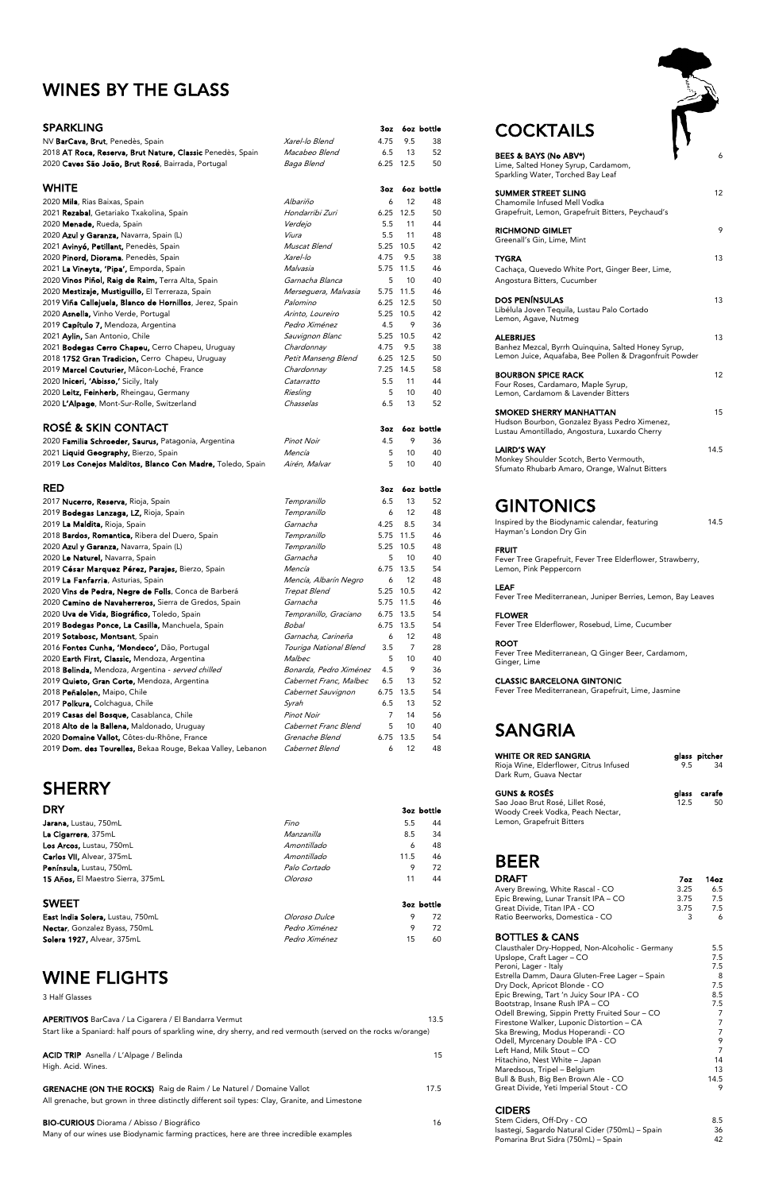# WINES BY THE GLASS

## SPARKLING

| | | 3oz | 6oz | bottle |
|---|---|---|---|---|
| NV **BarCava, Brut**, Penedès, Spain | *Xarel-lo Blend* | 4.75 | 9.5 | 38 |
| 2018 **AT Roca, Reserva, Brut Nature, Classic** Penedès, Spain | *Macabeo Blend* | 6.5 | 13 | 52 |
| 2020 **Caves São João, Brut Rosé**, Bairrada, Portugal | *Baga Blend* | 6.25 | 12.5 | 50 |

## WHITE

| | | 3oz | 6oz | bottle |
|---|---|---|---|---|
| 2020 **Mila**, Rias Baixas, Spain | *Albariño* | 6 | 12 | 48 |
| 2021 **Rezabal**, Getariako Txakolina, Spain | *Hondarribi Zuri* | 6.25 | 12.5 | 50 |
| 2020 **Menade**, Rueda, Spain | *Verdejo* | 5.5 | 11 | 44 |
| 2020 **Azul y Garanza**, Navarra, Spain (L) | *Viura* | 5.5 | 11 | 48 |
| 2021 **Avinyó, Petillant**, Penedès, Spain | *Muscat Blend* | 5.25 | 10.5 | 42 |
| 2020 **Pinord, Diorama**, Penedès, Spain | *Xarel-lo* | 4.75 | 9.5 | 38 |
| 2021 **La Vineyta, 'Pipa'**, Emporda, Spain | *Malvasia* | 5.75 | 11.5 | 46 |
| 2020 **Vinos Piñol, Raig de Raim**, Terra Alta, Spain | *Garnacha Blanca* | 5 | 10 | 40 |
| 2020 **Mestizaje, Mustiguillo**, El Terreraza, Spain | *Merseguera, Malvasia* | 5.75 | 11.5 | 46 |
| 2019 **Viña Callejuela, Blanco de Hornillos**, Jerez, Spain | *Palomino* | 6.25 | 12.5 | 50 |
| 2020 **Asnella**, Vinho Verde, Portugal | *Arinto, Loureiro* | 5.25 | 10.5 | 42 |
| 2019 **Capítulo 7,** Mendoza, Argentina | *Pedro Ximénez* | 4.5 | 9 | 36 |
| 2021 **Aylin,** San Antonio, Chile | *Sauvignon Blanc* | 5.25 | 10.5 | 42 |
| 2021 **Bodegas Cerro Chapeu,** Cerro Chapeu, Uruguay | *Chardonnay* | 4.75 | 9.5 | 38 |
| 2018 **1752 Gran Tradicion,** Cerro Chapeu, Uruguay | *Petit Manseng Blend* | 6.25 | 12.5 | 50 |
| 2019 **Marcel Couturier,** Mâcon-Loché, France | *Chardonnay* | 7.25 | 14.5 | 58 |
| 2020 **Iniceri, 'Abisso,'** Sicily, Italy | *Catarratto* | 5.5 | 11 | 44 |
| 2020 **Leitz, Feinherb**, Rheingau, Germany | *Riesling* | 5 | 10 | 40 |
| 2020 **L'Alpage**, Mont-Sur-Rolle, Switzerland | *Chasselas* | 6.5 | 13 | 52 |

## ROSÉ & SKIN CONTACT

| | | 3oz | 6oz | bottle |
|---|---|---|---|---|
| 2020 **Familia Schroeder, Saurus,** Patagonia, Argentina | *Pinot Noir* | 4.5 | 9 | 36 |
| 2021 **Liquid Geography,** Bierzo, Spain | *Mencía* | 5 | 10 | 40 |
| 2019 **Los Conejos Malditos, Blanco Con Madre,** Toledo, Spain | *Airén, Malvar* | 5 | 10 | 40 |

## RED

| | | 3oz | 6oz | bottle |
|---|---|---|---|---|
| 2017 **Nucerro, Reserva,** Rioja, Spain | *Tempranillo* | 6.5 | 13 | 52 |
| 2019 **Bodegas Lanzaga, LZ,** Rioja, Spain | *Tempranillo* | 6 | 12 | 48 |
| 2019 **La Maldita,** Rioja, Spain | *Garnacha* | 4.25 | 8.5 | 34 |
| 2018 **Bardos, Romantica,** Ribera del Duero, Spain | *Tempranillo* | 5.75 | 11.5 | 46 |
| 2020 **Azul y Garanza,** Navarra, Spain (L) | *Tempranillo* | 5.25 | 10.5 | 48 |
| 2020 **Le Naturel,** Navarra, Spain | *Garnacha* | 5 | 10 | 40 |
| 2019 **César Marquez Pérez, Parajes,** Bierzo, Spain | *Mencía* | 6.75 | 13.5 | 54 |
| 2019 **La Fanfarria**, Asturias, Spain | *Mencía, Albarín Negro* | 6 | 12 | 48 |
| 2020 **Vins de Pedra, Negre de Folls**, Conca de Barberá | *Trepat Blend* | 5.25 | 10.5 | 42 |
| 2020 **Camino de Navaherreros,** Sierra de Gredos, Spain | *Garnacha* | 5.75 | 11.5 | 46 |
| 2020 **Uva de Vida, Biográfico,** Toledo, Spain | *Tempranillo, Graciano* | 6.75 | 13.5 | 54 |
| 2019 **Bodegas Ponce, La Casilla,** Manchuela, Spain | *Bobal* | 6.75 | 13.5 | 54 |
| 2019 **Sotabosc, Montsant**, Spain | *Garnacha, Cariñeña* | 6 | 12 | 48 |
| 2016 **Fontes Cunha, 'Mondeco',** Dão, Portugal | *Touriga National Blend* | 3.5 | 7 | 28 |
| 2020 **Earth First, Classic,** Mendoza, Argentina | *Malbec* | 5 | 10 | 40 |
| 2018 **Belinda,** Mendoza, Argentina - *served chilled* | *Bonarda, Pedro Ximénez* | 4.5 | 9 | 36 |
| 2019 **Quieto, Gran Corte,** Mendoza, Argentina | *Cabernet Franc, Malbec* | 6.5 | 13 | 52 |
| 2018 **Peñalolen,** Maipo, Chile | *Cabernet Sauvignon* | 6.75 | 13.5 | 54 |
| 2017 **Polkura,** Colchagua, Chile | *Syrah* | 6.5 | 13 | 52 |
| 2019 **Casas del Bosque,** Casablanca, Chile | *Pinot Noir* | 7 | 14 | 56 |
| 2018 **Alto de la Ballena,** Maldonado, Uruguay | *Cabernet Franc Blend* | 5 | 10 | 40 |
| 2020 **Domaine Vallot,** Côtes-du-Rhône, France | *Grenache Blend* | 6.75 | 13.5 | 54 |
| 2019 **Dom. des Tourelles,** Bekaa Rouge, Bekaa Valley, Lebanon | *Cabernet Blend* | 6 | 12 | 48 |

# SHERRY

## DRY

| | | 3oz | bottle |
|---|---|---|---|
| **Jarana,** Lustau, 750mL | *Fino* | 5.5 | 44 |
| **La Cigarrera**, 375mL | *Manzanilla* | 8.5 | 34 |
| **Los Arcos,** Lustau, 750mL | *Amontillado* | 6 | 48 |
| **Carlos VII,** Alvear, 375mL | *Amontillado* | 11.5 | 46 |
| **Península,** Lustau, 750mL | *Palo Cortado* | 9 | 72 |
| **15 Años,** El Maestro Sierra, 375mL | *Oloroso* | 11 | 44 |

## SWEET

| | | 3oz | bottle |
|---|---|---|---|
| **East India Solera,** Lustau, 750mL | *Oloroso Dulce* | 9 | 72 |
| **Nectar**, Gonzalez Byass, 750mL | *Pedro Ximénez* | 9 | 72 |
| **Solera 1927,** Alvear, 375mL | *Pedro Ximénez* | 15 | 60 |

# WINE FLIGHTS

3 Half Glasses

**APERITIVOS** BarCava / La Cigarera / El Bandarra Vermut — 13.5
Start like a Spaniard: half pours of sparkling wine, dry sherry, and red vermouth (served on the rocks w/orange)

**ACID TRIP** Asnella / L'Alpage / Belinda — 15
High. Acid. Wines.

**GRENACHE (ON THE ROCKS)** Raig de Raim / Le Naturel / Domaine Vallot — 17.5
All grenache, but grown in three distinctly different soil types: Clay, Granite, and Limestone

**BIO-CURIOUS** Diorama / Abisso / Biográfico — 16
Many of our wines use Biodynamic farming practices, here are three incredible examples

# COCKTAILS

**BEES & BAYS (No ABV\*)** — 6
Lime, Salted Honey Syrup, Cardamom, Sparkling Water, Torched Bay Leaf

**SUMMER STREET SLING** — 12
Chamomile Infused Mell Vodka
Grapefruit, Lemon, Grapefruit Bitters, Peychaud's

**RICHMOND GIMLET** — 9
Greenall's Gin, Lime, Mint

**TYGRA** — 13
Cachaça, Quevedo White Port, Ginger Beer, Lime, Angostura Bitters, Cucumber

**DOS PENÍNSULAS** — 13
Libélula Joven Tequila, Lustau Palo Cortado
Lemon, Agave, Nutmeg

**ALEBRIJES** — 13
Banhez Mezcal, Byrrh Quinquina, Salted Honey Syrup, Lemon Juice, Aquafaba, Bee Pollen & Dragonfruit Powder

**BOURBON SPICE RACK** — 12
Four Roses, Cardamaro, Maple Syrup,
Lemon, Cardamom & Lavender Bitters

**SMOKED SHERRY MANHATTAN** — 15
Hudson Bourbon, Gonzalez Byass Pedro Ximenez, Lustau Amontillado, Angostura, Luxardo Cherry

**LAIRD'S WAY** — 14.5
Monkey Shoulder Scotch, Berto Vermouth, Sfumato Rhubarb Amaro, Orange, Walnut Bitters

# GINTONICS

Inspired by the Biodynamic calendar, featuring Hayman's London Dry Gin — 14.5

**FRUIT**
Fever Tree Grapefruit, Fever Tree Elderflower, Strawberry, Lemon, Pink Peppercorn

**LEAF**
Fever Tree Mediterranean, Juniper Berries, Lemon, Bay Leaves

**FLOWER**
Fever Tree Elderflower, Rosebud, Lime, Cucumber

**ROOT**
Fever Tree Mediterranean, Q Ginger Beer, Cardamom, Ginger, Lime

**CLASSIC BARCELONA GINTONIC**
Fever Tree Mediterranean, Grapefruit, Lime, Jasmine

# SANGRIA

| | glass | pitcher |
|---|---|---|
| **WHITE OR RED SANGRIA**<br>Rioja Wine, Elderflower, Citrus Infused Dark Rum, Guava Nectar | 9.5 | 34 |

| | glass | carafe |
|---|---|---|
| **GUNS & ROSÉS**<br>Sao Joao Brut Rosé, Lillet Rosé, Woody Creek Vodka, Peach Nectar, Lemon, Grapefruit Bitters | 12.5 | 50 |

# BEER

## DRAFT

| | 7oz | 14oz |
|---|---|---|
| Avery Brewing, White Rascal - CO | 3.25 | 6.5 |
| Epic Brewing, Lunar Transit IPA – CO | 3.75 | 7.5 |
| Great Divide, Titan IPA - CO | 3.75 | 7.5 |
| Ratio Beerworks, Domestica - CO | 3 | 6 |

## BOTTLES & CANS

| | |
|---|---|
| Clausthaler Dry-Hopped, Non-Alcoholic - Germany | 5.5 |
| Upslope, Craft Lager – CO | 7.5 |
| Peroni, Lager - Italy | 7.5 |
| Estrella Damm, Daura Gluten-Free Lager – Spain | 8 |
| Dry Dock, Apricot Blonde - CO | 7.5 |
| Epic Brewing, Tart 'n Juicy Sour IPA - CO | 8.5 |
| Bootstrap, Insane Rush IPA – CO | 7.5 |
| Odell Brewing, Sippin Pretty Fruited Sour – CO | 7 |
| Firestone Walker, Luponic Distortion – CA | 7 |
| Ska Brewing, Modus Hoperandi - CO | 7 |
| Odell, Myrcenary Double IPA - CO | 9 |
| Left Hand, Milk Stout – CO | 7 |
| Hitachino, Nest White – Japan | 14 |
| Maredsous, Tripel – Belgium | 13 |
| Bull & Bush, Big Ben Brown Ale - CO | 14.5 |
| Great Divide, Yeti Imperial Stout - CO | 9 |

## CIDERS

| | |
|---|---|
| Stem Ciders, Off-Dry - CO | 8.5 |
| Isastegi, Sagardo Natural Cider (750mL) – Spain | 36 |
| Pomarina Brut Sidra (750mL) – Spain | 42 |